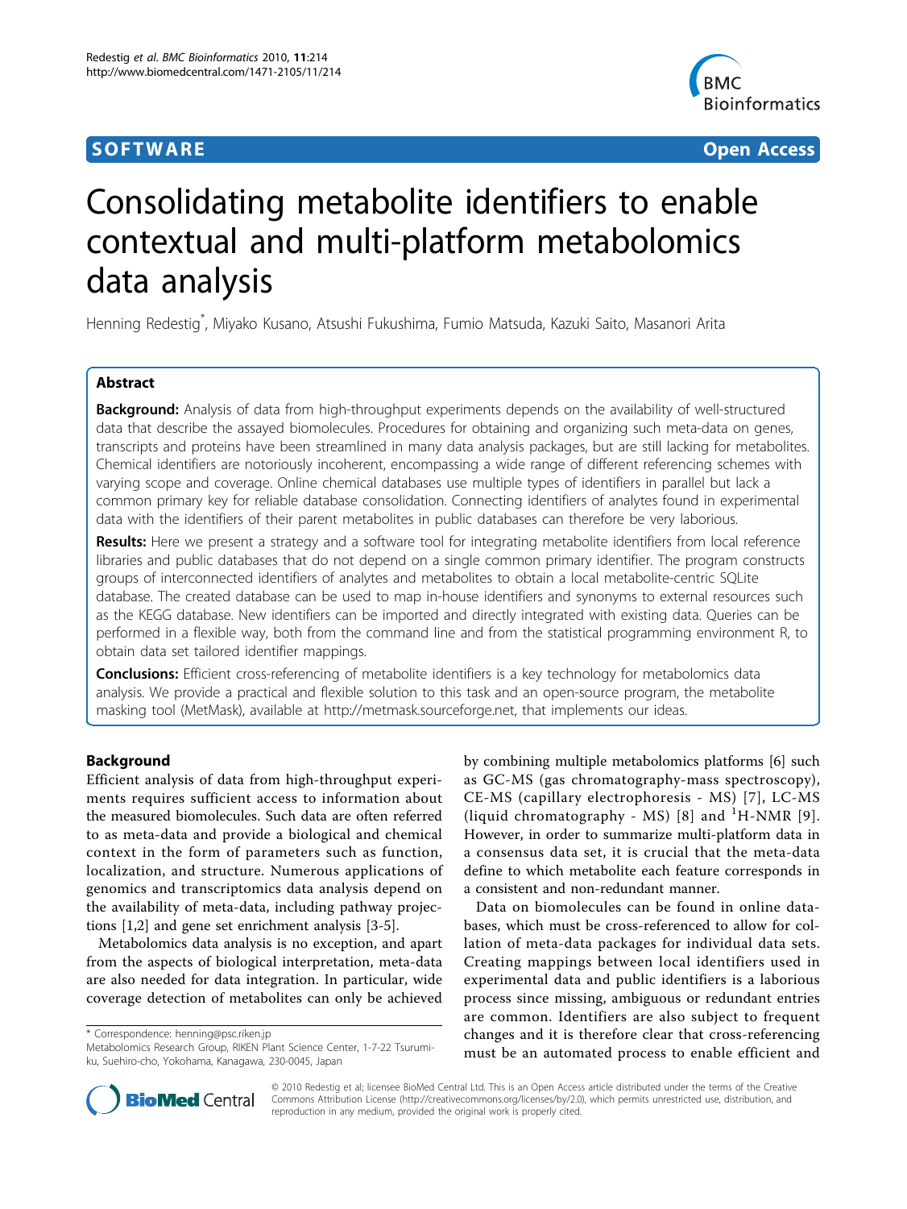SOFTWARE **Open Access**

# Consolidating metabolite identifiers to enable contextual and multi-platform metabolomics data analysis

Henning Redestig*, Miyako Kusano, Atsushi Fukushima, Fumio Matsuda, Kazuki Saito, Masanori Arita

## Abstract

**Background:** Analysis of data from high-throughput experiments depends on the availability of well-structured data that describe the assayed biomolecules. Procedures for obtaining and organizing such meta-data on genes, transcripts and proteins have been streamlined in many data analysis packages, but are still lacking for metabolites. Chemical identifiers are notoriously incoherent, encompassing a wide range of different referencing schemes with varying scope and coverage. Online chemical databases use multiple types of identifiers in parallel but lack a common primary key for reliable database consolidation. Connecting identifiers of analytes found in experimental data with the identifiers of their parent metabolites in public databases can therefore be very laborious.

**Results:** Here we present a strategy and a software tool for integrating metabolite identifiers from local reference libraries and public databases that do not depend on a single common primary identifier. The program constructs groups of interconnected identifiers of analytes and metabolites to obtain a local metabolite-centric SQLite database. The created database can be used to map in-house identifiers and synonyms to external resources such as the KEGG database. New identifiers can be imported and directly integrated with existing data. Queries can be performed in a flexible way, both from the command line and from the statistical programming environment R, to obtain data set tailored identifier mappings.

**Conclusions:** Efficient cross-referencing of metabolite identifiers is a key technology for metabolomics data analysis. We provide a practical and flexible solution to this task and an open-source program, the metabolite masking tool (MetMask), available at http://metmask.sourceforge.net, that implements our ideas.

## Background

Efficient analysis of data from high-throughput experiments requires sufficient access to information about the measured biomolecules. Such data are often referred to as meta-data and provide a biological and chemical context in the form of parameters such as function, localization, and structure. Numerous applications of genomics and transcriptomics data analysis depend on the availability of meta-data, including pathway projections [1,2] and gene set enrichment analysis [3-5].

Metabolomics data analysis is no exception, and apart from the aspects of biological interpretation, meta-data are also needed for data integration. In particular, wide coverage detection of metabolites can only be achieved by combining multiple metabolomics platforms [6] such as GC-MS (gas chromatography-mass spectroscopy), CE-MS (capillary electrophoresis - MS) [7], LC-MS (liquid chromatography - MS) [8] and $^1$H-NMR [9]. However, in order to summarize multi-platform data in a consensus data set, it is crucial that the meta-data define to which metabolite each feature corresponds in a consistent and non-redundant manner.

Data on biomolecules can be found in online databases, which must be cross-referenced to allow for collation of meta-data packages for individual data sets. Creating mappings between local identifiers used in experimental data and public identifiers is a laborious process since missing, ambiguous or redundant entries are common. Identifiers are also subject to frequent changes and it is therefore clear that cross-referencing must be an automated process to enable efficient and

\* Correspondence: henning@psc.riken.jp
Metabolomics Research Group, RIKEN Plant Science Center, 1-7-22 Tsurumi-ku, Suehiro-cho, Yokohama, Kanagawa, 230-0045, Japan

© 2010 Redestig et al; licensee BioMed Central Ltd. This is an Open Access article distributed under the terms of the Creative Commons Attribution License (http://creativecommons.org/licenses/by/2.0), which permits unrestricted use, distribution, and reproduction in any medium, provided the original work is properly cited.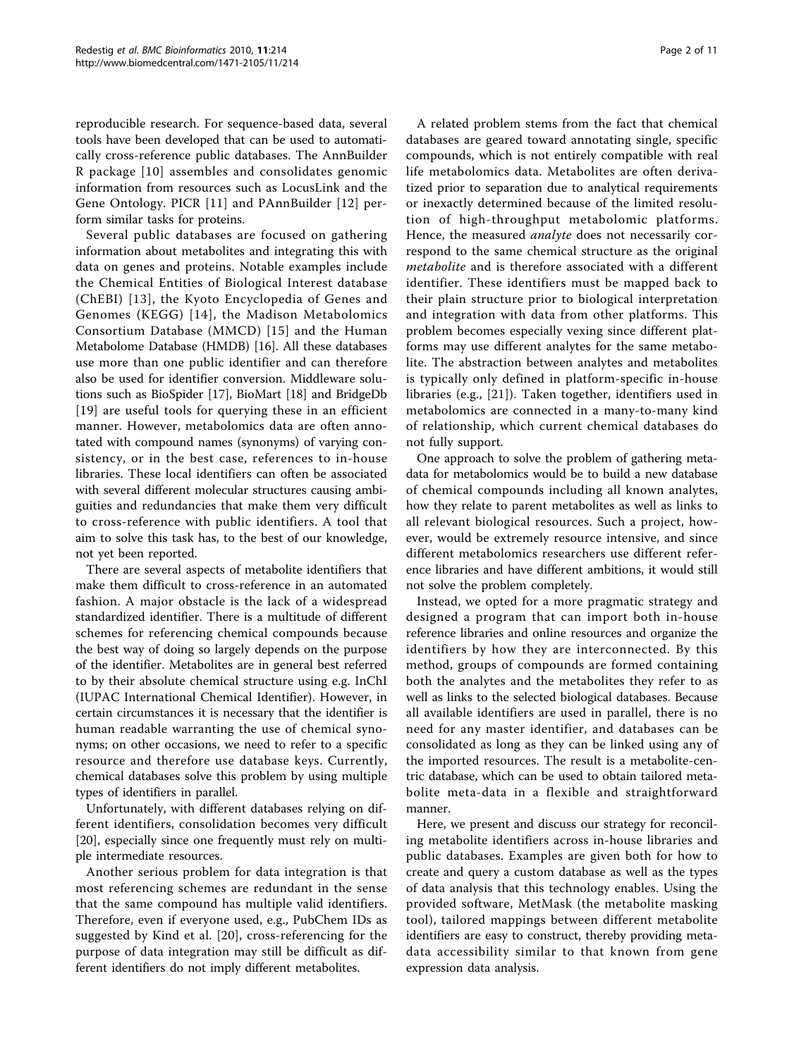reproducible research. For sequence-based data, several tools have been developed that can be used to automatically cross-reference public databases. The AnnBuilder R package [10] assembles and consolidates genomic information from resources such as LocusLink and the Gene Ontology. PICR [11] and PAnnBuilder [12] perform similar tasks for proteins.

Several public databases are focused on gathering information about metabolites and integrating this with data on genes and proteins. Notable examples include the Chemical Entities of Biological Interest database (ChEBI) [13], the Kyoto Encyclopedia of Genes and Genomes (KEGG) [14], the Madison Metabolomics Consortium Database (MMCD) [15] and the Human Metabolome Database (HMDB) [16]. All these databases use more than one public identifier and can therefore also be used for identifier conversion. Middleware solutions such as BioSpider [17], BioMart [18] and BridgeDb [19] are useful tools for querying these in an efficient manner. However, metabolomics data are often annotated with compound names (synonyms) of varying consistency, or in the best case, references to in-house libraries. These local identifiers can often be associated with several different molecular structures causing ambiguities and redundancies that make them very difficult to cross-reference with public identifiers. A tool that aim to solve this task has, to the best of our knowledge, not yet been reported.

There are several aspects of metabolite identifiers that make them difficult to cross-reference in an automated fashion. A major obstacle is the lack of a widespread standardized identifier. There is a multitude of different schemes for referencing chemical compounds because the best way of doing so largely depends on the purpose of the identifier. Metabolites are in general best referred to by their absolute chemical structure using e.g. InChI (IUPAC International Chemical Identifier). However, in certain circumstances it is necessary that the identifier is human readable warranting the use of chemical synonyms; on other occasions, we need to refer to a specific resource and therefore use database keys. Currently, chemical databases solve this problem by using multiple types of identifiers in parallel.

Unfortunately, with different databases relying on different identifiers, consolidation becomes very difficult [20], especially since one frequently must rely on multiple intermediate resources.

Another serious problem for data integration is that most referencing schemes are redundant in the sense that the same compound has multiple valid identifiers. Therefore, even if everyone used, e.g., PubChem IDs as suggested by Kind et al. [20], cross-referencing for the purpose of data integration may still be difficult as different identifiers do not imply different metabolites.

A related problem stems from the fact that chemical databases are geared toward annotating single, specific compounds, which is not entirely compatible with real life metabolomics data. Metabolites are often derivatized prior to separation due to analytical requirements or inexactly determined because of the limited resolution of high-throughput metabolomic platforms. Hence, the measured *analyte* does not necessarily correspond to the same chemical structure as the original *metabolite* and is therefore associated with a different identifier. These identifiers must be mapped back to their plain structure prior to biological interpretation and integration with data from other platforms. This problem becomes especially vexing since different platforms may use different analytes for the same metabolite. The abstraction between analytes and metabolites is typically only defined in platform-specific in-house libraries (e.g., [21]). Taken together, identifiers used in metabolomics are connected in a many-to-many kind of relationship, which current chemical databases do not fully support.

One approach to solve the problem of gathering metadata for metabolomics would be to build a new database of chemical compounds including all known analytes, how they relate to parent metabolites as well as links to all relevant biological resources. Such a project, however, would be extremely resource intensive, and since different metabolomics researchers use different reference libraries and have different ambitions, it would still not solve the problem completely.

Instead, we opted for a more pragmatic strategy and designed a program that can import both in-house reference libraries and online resources and organize the identifiers by how they are interconnected. By this method, groups of compounds are formed containing both the analytes and the metabolites they refer to as well as links to the selected biological databases. Because all available identifiers are used in parallel, there is no need for any master identifier, and databases can be consolidated as long as they can be linked using any of the imported resources. The result is a metabolite-centric database, which can be used to obtain tailored metabolite meta-data in a flexible and straightforward manner.

Here, we present and discuss our strategy for reconciling metabolite identifiers across in-house libraries and public databases. Examples are given both for how to create and query a custom database as well as the types of data analysis that this technology enables. Using the provided software, MetMask (the metabolite masking tool), tailored mappings between different metabolite identifiers are easy to construct, thereby providing metadata accessibility similar to that known from gene expression data analysis.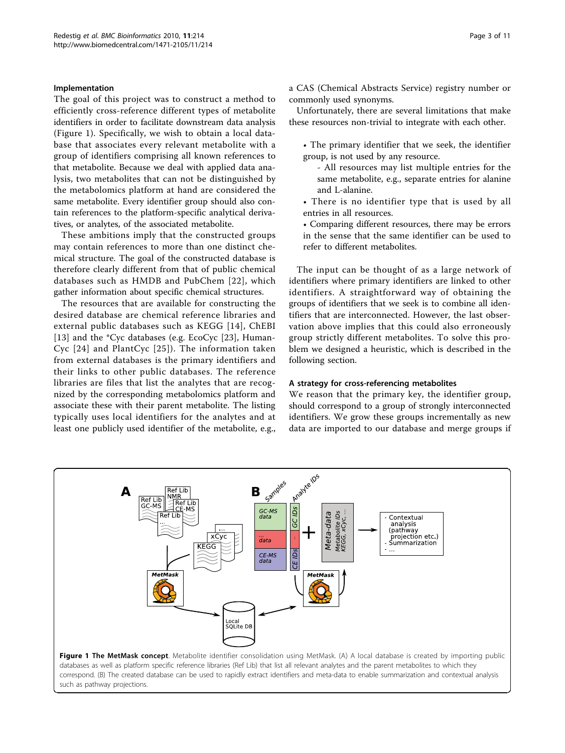### Implementation

The goal of this project was to construct a method to efficiently cross-reference different types of metabolite identifiers in order to facilitate downstream data analysis (Figure 1). Specifically, we wish to obtain a local database that associates every relevant metabolite with a group of identifiers comprising all known references to that metabolite. Because we deal with applied data analysis, two metabolites that can not be distinguished by the metabolomics platform at hand are considered the same metabolite. Every identifier group should also contain references to the platform-specific analytical derivatives, or analytes, of the associated metabolite.

These ambitions imply that the constructed groups may contain references to more than one distinct chemical structure. The goal of the constructed database is therefore clearly different from that of public chemical databases such as HMDB and PubChem [22], which gather information about specific chemical structures.

The resources that are available for constructing the desired database are chemical reference libraries and external public databases such as KEGG [14], ChEBI [13] and the *Cyc databases (e.g. EcoCyc [23], HumanCyc [24] and PlantCyc [25]). The information taken from external databases is the primary identifiers and their links to other public databases. The reference libraries are files that list the analytes that are recognized by the corresponding metabolomics platform and associate these with their parent metabolite. The listing typically uses local identifiers for the analytes and at least one publicly used identifier of the metabolite, e.g., a CAS (Chemical Abstracts Service) registry number or commonly used synonyms.

Unfortunately, there are several limitations that make these resources non-trivial to integrate with each other.

- The primary identifier that we seek, the identifier group, is not used by any resource.
  - All resources may list multiple entries for the same metabolite, e.g., separate entries for alanine and L-alanine.
- There is no identifier type that is used by all entries in all resources.
- Comparing different resources, there may be errors in the sense that the same identifier can be used to refer to different metabolites.

The input can be thought of as a large network of identifiers where primary identifiers are linked to other identifiers. A straightforward way of obtaining the groups of identifiers that we seek is to combine all identifiers that are interconnected. However, the last observation above implies that this could also erroneously group strictly different metabolites. To solve this problem we designed a heuristic, which is described in the following section.

#### A strategy for cross-referencing metabolites

We reason that the primary key, the identifier group, should correspond to a group of strongly interconnected identifiers. We grow these groups incrementally as new data are imported to our database and merge groups if

**Figure 1 The MetMask concept**. Metabolite identifier consolidation using MetMask. (A) A local database is created by importing public databases as well as platform specific reference libraries (Ref Lib) that list all relevant analytes and the parent metabolites to which they correspond. (B) The created database can be used to rapidly extract identifiers and meta-data to enable summarization and contextual analysis such as pathway projections.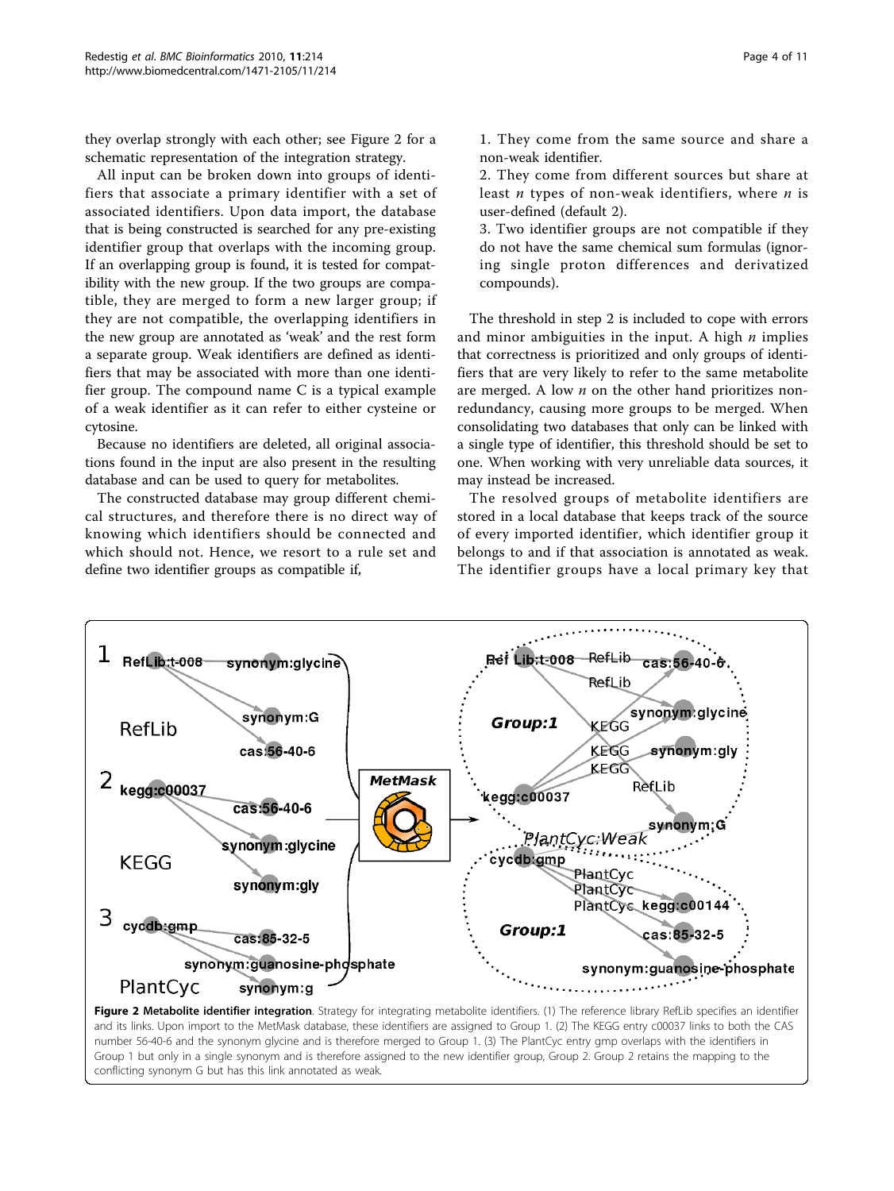they overlap strongly with each other; see Figure 2 for a schematic representation of the integration strategy.

All input can be broken down into groups of identifiers that associate a primary identifier with a set of associated identifiers. Upon data import, the database that is being constructed is searched for any pre-existing identifier group that overlaps with the incoming group. If an overlapping group is found, it is tested for compatibility with the new group. If the two groups are compatible, they are merged to form a new larger group; if they are not compatible, the overlapping identifiers in the new group are annotated as 'weak' and the rest form a separate group. Weak identifiers are defined as identifiers that may be associated with more than one identifier group. The compound name C is a typical example of a weak identifier as it can refer to either cysteine or cytosine.

Because no identifiers are deleted, all original associations found in the input are also present in the resulting database and can be used to query for metabolites.

The constructed database may group different chemical structures, and therefore there is no direct way of knowing which identifiers should be connected and which should not. Hence, we resort to a rule set and define two identifier groups as compatible if,

1. They come from the same source and share a non-weak identifier.
2. They come from different sources but share at least $n$ types of non-weak identifiers, where $n$ is user-defined (default 2).
3. Two identifier groups are not compatible if they do not have the same chemical sum formulas (ignoring single proton differences and derivatized compounds).

The threshold in step 2 is included to cope with errors and minor ambiguities in the input. A high $n$ implies that correctness is prioritized and only groups of identifiers that are very likely to refer to the same metabolite are merged. A low $n$ on the other hand prioritizes non-redundancy, causing more groups to be merged. When consolidating two databases that only can be linked with a single type of identifier, this threshold should be set to one. When working with very unreliable data sources, it may instead be increased.

The resolved groups of metabolite identifiers are stored in a local database that keeps track of the source of every imported identifier, which identifier group it belongs to and if that association is annotated as weak. The identifier groups have a local primary key that

**Figure 2 Metabolite identifier integration**. Strategy for integrating metabolite identifiers. (1) The reference library RefLib specifies an identifier and its links. Upon import to the MetMask database, these identifiers are assigned to Group 1. (2) The KEGG entry c00037 links to both the CAS number 56-40-6 and the synonym glycine and is therefore merged to Group 1. (3) The PlantCyc entry gmp overlaps with the identifiers in Group 1 but only in a single synonym and is therefore assigned to the new identifier group, Group 2. Group 2 retains the mapping to the conflicting synonym G but has this link annotated as weak.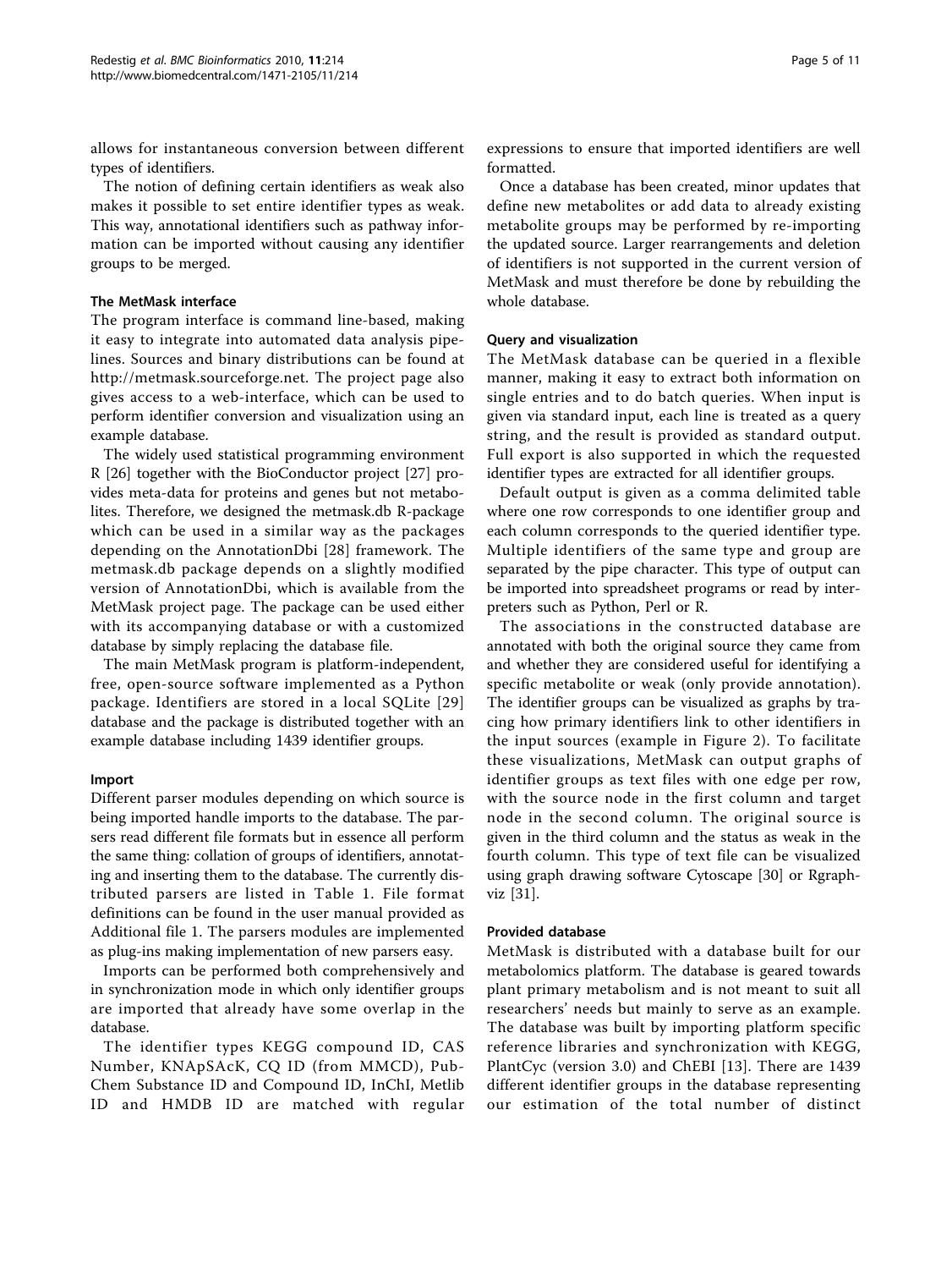allows for instantaneous conversion between different types of identifiers.

The notion of defining certain identifiers as weak also makes it possible to set entire identifier types as weak. This way, annotational identifiers such as pathway information can be imported without causing any identifier groups to be merged.

### The MetMask interface

The program interface is command line-based, making it easy to integrate into automated data analysis pipelines. Sources and binary distributions can be found at http://metmask.sourceforge.net. The project page also gives access to a web-interface, which can be used to perform identifier conversion and visualization using an example database.

The widely used statistical programming environment R [26] together with the BioConductor project [27] provides meta-data for proteins and genes but not metabolites. Therefore, we designed the metmask.db R-package which can be used in a similar way as the packages depending on the AnnotationDbi [28] framework. The metmask.db package depends on a slightly modified version of AnnotationDbi, which is available from the MetMask project page. The package can be used either with its accompanying database or with a customized database by simply replacing the database file.

The main MetMask program is platform-independent, free, open-source software implemented as a Python package. Identifiers are stored in a local SQLite [29] database and the package is distributed together with an example database including 1439 identifier groups.

### Import

Different parser modules depending on which source is being imported handle imports to the database. The parsers read different file formats but in essence all perform the same thing: collation of groups of identifiers, annotating and inserting them to the database. The currently distributed parsers are listed in Table 1. File format definitions can be found in the user manual provided as Additional file 1. The parsers modules are implemented as plug-ins making implementation of new parsers easy.

Imports can be performed both comprehensively and in synchronization mode in which only identifier groups are imported that already have some overlap in the database.

The identifier types KEGG compound ID, CAS Number, KNApSAcK, CQ ID (from MMCD), PubChem Substance ID and Compound ID, InChI, Metlib ID and HMDB ID are matched with regular expressions to ensure that imported identifiers are well formatted.

Once a database has been created, minor updates that define new metabolites or add data to already existing metabolite groups may be performed by re-importing the updated source. Larger rearrangements and deletion of identifiers is not supported in the current version of MetMask and must therefore be done by rebuilding the whole database.

### Query and visualization

The MetMask database can be queried in a flexible manner, making it easy to extract both information on single entries and to do batch queries. When input is given via standard input, each line is treated as a query string, and the result is provided as standard output. Full export is also supported in which the requested identifier types are extracted for all identifier groups.

Default output is given as a comma delimited table where one row corresponds to one identifier group and each column corresponds to the queried identifier type. Multiple identifiers of the same type and group are separated by the pipe character. This type of output can be imported into spreadsheet programs or read by interpreters such as Python, Perl or R.

The associations in the constructed database are annotated with both the original source they came from and whether they are considered useful for identifying a specific metabolite or weak (only provide annotation). The identifier groups can be visualized as graphs by tracing how primary identifiers link to other identifiers in the input sources (example in Figure 2). To facilitate these visualizations, MetMask can output graphs of identifier groups as text files with one edge per row, with the source node in the first column and target node in the second column. The original source is given in the third column and the status as weak in the fourth column. This type of text file can be visualized using graph drawing software Cytoscape [30] or Rgraphviz [31].

### Provided database

MetMask is distributed with a database built for our metabolomics platform. The database is geared towards plant primary metabolism and is not meant to suit all researchers' needs but mainly to serve as an example. The database was built by importing platform specific reference libraries and synchronization with KEGG, PlantCyc (version 3.0) and ChEBI [13]. There are 1439 different identifier groups in the database representing our estimation of the total number of distinct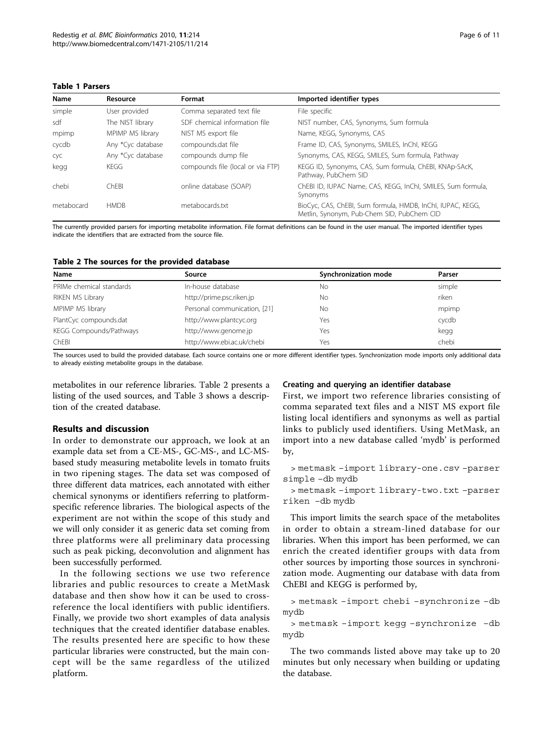**Table 1 Parsers**

| Name | Resource | Format | Imported identifier types |
|---|---|---|---|
| simple | User provided | Comma separated text file | File specific |
| sdf | The NIST library | SDF chemical information file | NIST number, CAS, Synonyms, Sum formula |
| mpimp | MPIMP MS library | NIST MS export file | Name, KEGG, Synonyms, CAS |
| cycdb | Any *Cyc database | compounds.dat file | Frame ID, CAS, Synonyms, SMILES, InChI, KEGG |
| cyc | Any *Cyc database | compounds dump file | Synonyms, CAS, KEGG, SMILES, Sum formula, Pathway |
| kegg | KEGG | compounds file (local or via FTP) | KEGG ID, Synonyms, CAS, Sum formula, ChEBI, KNAp-SAcK, Pathway, PubChem SID |
| chebi | ChEBI | online database (SOAP) | ChEBI ID, IUPAC Name, CAS, KEGG, InChI, SMILES, Sum formula, Synonyms |
| metabocard | HMDB | metabocards.txt | BioCyc, CAS, ChEBI, Sum formula, HMDB, InChI, IUPAC, KEGG, Metlin, Synonym, Pub-Chem SID, PubChem CID |

The currently provided parsers for importing metabolite information. File format definitions can be found in the user manual. The imported identifier types indicate the identifiers that are extracted from the source file.

**Table 2 The sources for the provided database**

| Name | Source | Synchronization mode | Parser |
|---|---|---|---|
| PRIMe chemical standards | In-house database | No | simple |
| RIKEN MS Library | http://prime.psc.riken.jp | No | riken |
| MPIMP MS library | Personal communication, [21] | No | mpimp |
| PlantCyc compounds.dat | http://www.plantcyc.org | Yes | cycdb |
| KEGG Compounds/Pathways | http://www.genome.jp | Yes | kegg |
| ChEBI | http://www.ebi.ac.uk/chebi | Yes | chebi |

The sources used to build the provided database. Each source contains one or more different identifier types. Synchronization mode imports only additional data to already existing metabolite groups in the database.

metabolites in our reference libraries. Table 2 presents a listing of the used sources, and Table 3 shows a description of the created database.

## Results and discussion

In order to demonstrate our approach, we look at an example data set from a CE-MS-, GC-MS-, and LC-MS-based study measuring metabolite levels in tomato fruits in two ripening stages. The data set was composed of three different data matrices, each annotated with either chemical synonyms or identifiers referring to platform-specific reference libraries. The biological aspects of the experiment are not within the scope of this study and we will only consider it as generic data set coming from three platforms were all preliminary data processing such as peak picking, deconvolution and alignment has been successfully performed.

In the following sections we use two reference libraries and public resources to create a MetMask database and then show how it can be used to cross-reference the local identifiers with public identifiers. Finally, we provide two short examples of data analysis techniques that the created identifier database enables. The results presented here are specific to how these particular libraries were constructed, but the main concept will be the same regardless of the utilized platform.

### Creating and querying an identifier database

First, we import two reference libraries consisting of comma separated text files and a NIST MS export file listing local identifiers and synonyms as well as partial links to publicly used identifiers. Using MetMask, an import into a new database called 'mydb' is performed by,

```
> metmask –import library-one.csv –parser simple –db mydb
> metmask –import library-two.txt –parser riken –db mydb
```

This import limits the search space of the metabolites in order to obtain a stream-lined database for our libraries. When this import has been performed, we can enrich the created identifier groups with data from other sources by importing those sources in synchronization mode. Augmenting our database with data from ChEBI and KEGG is performed by,

```
> metmask –import chebi –synchronize –db mydb
> metmask –import kegg –synchronize –db mydb
```

The two commands listed above may take up to 20 minutes but only necessary when building or updating the database.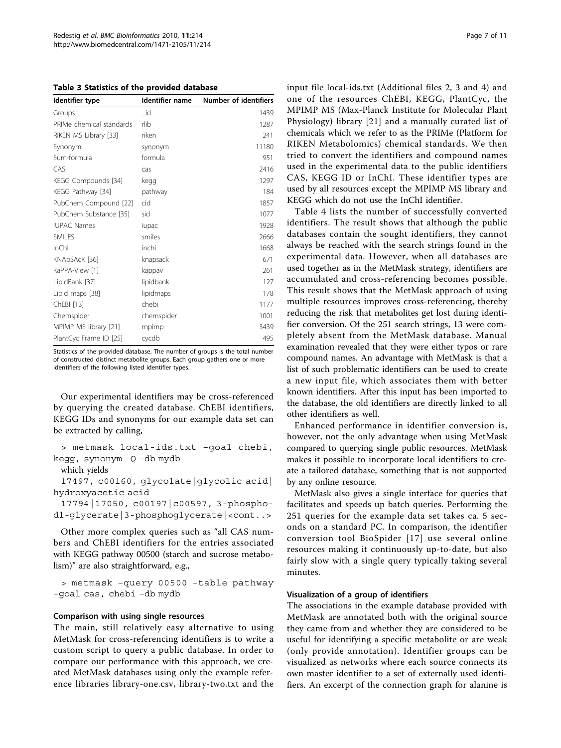**Table 3 Statistics of the provided database**

| Identifier type | Identifier name | Number of identifiers |
|---|---|---|
| Groups | _id | 1439 |
| PRIMe chemical standards | rlib | 1287 |
| RIKEN MS Library [33] | riken | 241 |
| Synonym | synonym | 11180 |
| Sum-formula | formula | 951 |
| CAS | cas | 2416 |
| KEGG Compounds [34] | kegg | 1297 |
| KEGG Pathway [34] | pathway | 184 |
| PubChem Compound [22] | cid | 1857 |
| PubChem Substance [35] | sid | 1077 |
| IUPAC Names | iupac | 1928 |
| SMILES | smiles | 2666 |
| InChI | inchi | 1668 |
| KNApSAcK [36] | knapsack | 671 |
| KaPPA-View [1] | kappav | 261 |
| LipidBank [37] | lipidbank | 127 |
| Lipid maps [38] | lipidmaps | 178 |
| ChEBI [13] | chebi | 1177 |
| Chemspider | chemspider | 1001 |
| MPIMP MS library [21] | mpimp | 3439 |
| PlantCyc Frame ID [25] | cycdb | 495 |

Statistics of the provided database. The number of groups is the total number of constructed distinct metabolite groups. Each group gathers one or more identifiers of the following listed identifier types.

Our experimental identifiers may be cross-referenced by querying the created database. ChEBI identifiers, KEGG IDs and synonyms for our example data set can be extracted by calling,

```
> metmask local-ids.txt -goal chebi, kegg, synonym -Q -db mydb
```

which yields

```
17497, c00160, glycolate|glycolic acid|hydroxyacetic acid
17794|17050, c00197|c00597, 3-phospho-dl-glycerate|3-phosphoglycerate|<cont..>
```

Other more complex queries such as "all CAS numbers and ChEBI identifiers for the entries associated with KEGG pathway 00500 (starch and sucrose metabolism)" are also straightforward, e.g.,

```
> metmask -query 00500 -table pathway -goal cas, chebi -db mydb
```

#### Comparison with using single resources

The main, still relatively easy alternative to using MetMask for cross-referencing identifiers is to write a custom script to query a public database. In order to compare our performance with this approach, we created MetMask databases using only the example reference libraries library-one.csv, library-two.txt and the input file local-ids.txt (Additional files 2, 3 and 4) and one of the resources ChEBI, KEGG, PlantCyc, the MPIMP MS (Max-Planck Institute for Molecular Plant Physiology) library [21] and a manually curated list of chemicals which we refer to as the PRIMe (Platform for RIKEN Metabolomics) chemical standards. We then tried to convert the identifiers and compound names used in the experimental data to the public identifiers CAS, KEGG ID or InChI. These identifier types are used by all resources except the MPIMP MS library and KEGG which do not use the InChI identifier.

Table 4 lists the number of successfully converted identifiers. The result shows that although the public databases contain the sought identifiers, they cannot always be reached with the search strings found in the experimental data. However, when all databases are used together as in the MetMask strategy, identifiers are accumulated and cross-referencing becomes possible. This result shows that the MetMask approach of using multiple resources improves cross-referencing, thereby reducing the risk that metabolites get lost during identifier conversion. Of the 251 search strings, 13 were completely absent from the MetMask database. Manual examination revealed that they were either typos or rare compound names. An advantage with MetMask is that a list of such problematic identifiers can be used to create a new input file, which associates them with better known identifiers. After this input has been imported to the database, the old identifiers are directly linked to all other identifiers as well.

Enhanced performance in identifier conversion is, however, not the only advantage when using MetMask compared to querying single public resources. MetMask makes it possible to incorporate local identifiers to create a tailored database, something that is not supported by any online resource.

MetMask also gives a single interface for queries that facilitates and speeds up batch queries. Performing the 251 queries for the example data set takes ca. 5 seconds on a standard PC. In comparison, the identifier conversion tool BioSpider [17] use several online resources making it continuously up-to-date, but also fairly slow with a single query typically taking several minutes.

#### Visualization of a group of identifiers

The associations in the example database provided with MetMask are annotated both with the original source they came from and whether they are considered to be useful for identifying a specific metabolite or are weak (only provide annotation). Identifier groups can be visualized as networks where each source connects its own master identifier to a set of externally used identifiers. An excerpt of the connection graph for alanine is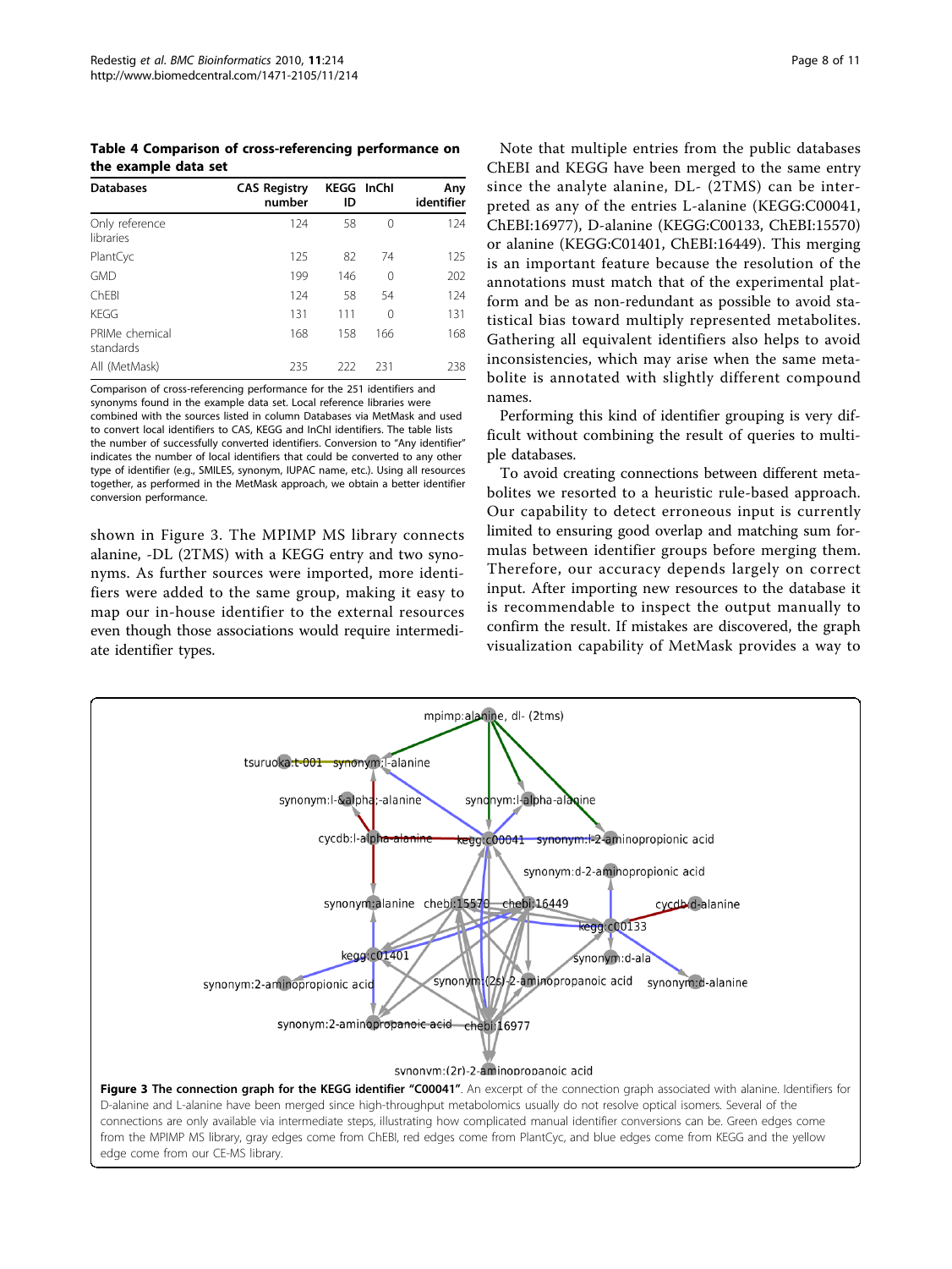**Table 4 Comparison of cross-referencing performance on the example data set**

| Databases | CAS Registry number | KEGG ID | InChI | Any identifier |
|---|---|---|---|---|
| Only reference libraries | 124 | 58 | 0 | 124 |
| PlantCyc | 125 | 82 | 74 | 125 |
| GMD | 199 | 146 | 0 | 202 |
| ChEBI | 124 | 58 | 54 | 124 |
| KEGG | 131 | 111 | 0 | 131 |
| PRIMe chemical standards | 168 | 158 | 166 | 168 |
| All (MetMask) | 235 | 222 | 231 | 238 |

Comparison of cross-referencing performance for the 251 identifiers and synonyms found in the example data set. Local reference libraries were combined with the sources listed in column Databases via MetMask and used to convert local identifiers to CAS, KEGG and InChI identifiers. The table lists the number of successfully converted identifiers. Conversion to "Any identifier" indicates the number of local identifiers that could be converted to any other type of identifier (e.g., SMILES, synonym, IUPAC name, etc.). Using all resources together, as performed in the MetMask approach, we obtain a better identifier conversion performance.

shown in Figure 3. The MPIMP MS library connects alanine, -DL (2TMS) with a KEGG entry and two synonyms. As further sources were imported, more identifiers were added to the same group, making it easy to map our in-house identifier to the external resources even though those associations would require intermediate identifier types.

Note that multiple entries from the public databases ChEBI and KEGG have been merged to the same entry since the analyte alanine, DL- (2TMS) can be interpreted as any of the entries L-alanine (KEGG:C00041, ChEBI:16977), D-alanine (KEGG:C00133, ChEBI:15570) or alanine (KEGG:C01401, ChEBI:16449). This merging is an important feature because the resolution of the annotations must match that of the experimental platform and be as non-redundant as possible to avoid statistical bias toward multiply represented metabolites. Gathering all equivalent identifiers also helps to avoid inconsistencies, which may arise when the same metabolite is annotated with slightly different compound names.

Performing this kind of identifier grouping is very difficult without combining the result of queries to multiple databases.

To avoid creating connections between different metabolites we resorted to a heuristic rule-based approach. Our capability to detect erroneous input is currently limited to ensuring good overlap and matching sum formulas between identifier groups before merging them. Therefore, our accuracy depends largely on correct input. After importing new resources to the database it is recommendable to inspect the output manually to confirm the result. If mistakes are discovered, the graph visualization capability of MetMask provides a way to

**Figure 3 The connection graph for the KEGG identifier "C00041"**. An excerpt of the connection graph associated with alanine. Identifiers for D-alanine and L-alanine have been merged since high-throughput metabolomics usually do not resolve optical isomers. Several of the connections are only available via intermediate steps, illustrating how complicated manual identifier conversions can be. Green edges come from the MPIMP MS library, gray edges come from ChEBI, red edges come from PlantCyc, and blue edges come from KEGG and the yellow edge come from our CE-MS library.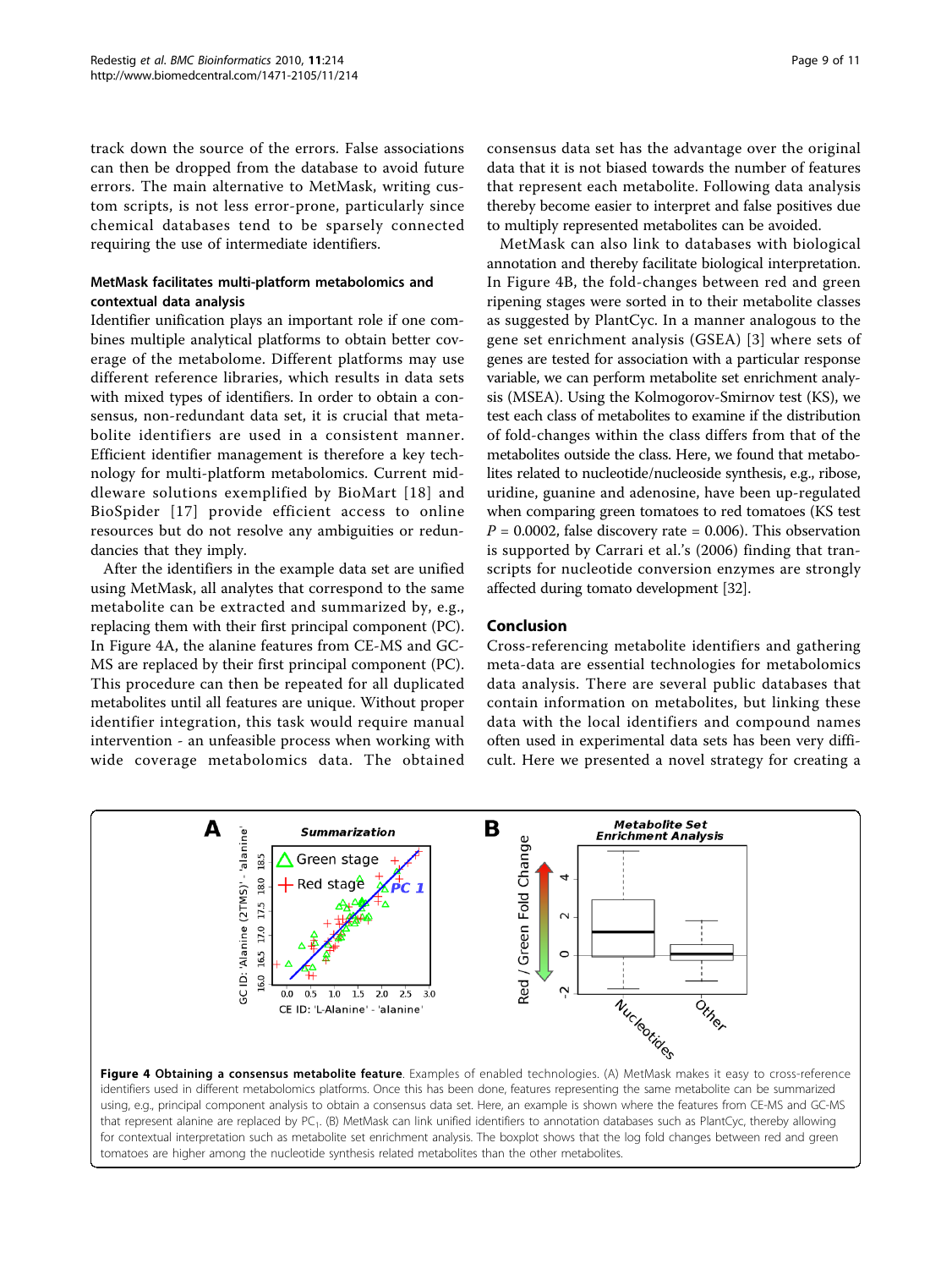track down the source of the errors. False associations can then be dropped from the database to avoid future errors. The main alternative to MetMask, writing custom scripts, is not less error-prone, particularly since chemical databases tend to be sparsely connected requiring the use of intermediate identifiers.

### MetMask facilitates multi-platform metabolomics and contextual data analysis

Identifier unification plays an important role if one combines multiple analytical platforms to obtain better coverage of the metabolome. Different platforms may use different reference libraries, which results in data sets with mixed types of identifiers. In order to obtain a consensus, non-redundant data set, it is crucial that metabolite identifiers are used in a consistent manner. Efficient identifier management is therefore a key technology for multi-platform metabolomics. Current middleware solutions exemplified by BioMart [18] and BioSpider [17] provide efficient access to online resources but do not resolve any ambiguities or redundancies that they imply.

After the identifiers in the example data set are unified using MetMask, all analytes that correspond to the same metabolite can be extracted and summarized by, e.g., replacing them with their first principal component (PC). In Figure 4A, the alanine features from CE-MS and GC-MS are replaced by their first principal component (PC). This procedure can then be repeated for all duplicated metabolites until all features are unique. Without proper identifier integration, this task would require manual intervention - an unfeasible process when working with wide coverage metabolomics data. The obtained consensus data set has the advantage over the original data that it is not biased towards the number of features that represent each metabolite. Following data analysis thereby become easier to interpret and false positives due to multiply represented metabolites can be avoided.

MetMask can also link to databases with biological annotation and thereby facilitate biological interpretation. In Figure 4B, the fold-changes between red and green ripening stages were sorted in to their metabolite classes as suggested by PlantCyc. In a manner analogous to the gene set enrichment analysis (GSEA) [3] where sets of genes are tested for association with a particular response variable, we can perform metabolite set enrichment analysis (MSEA). Using the Kolmogorov-Smirnov test (KS), we test each class of metabolites to examine if the distribution of fold-changes within the class differs from that of the metabolites outside the class. Here, we found that metabolites related to nucleotide/nucleoside synthesis, e.g., ribose, uridine, guanine and adenosine, have been up-regulated when comparing green tomatoes to red tomatoes (KS test $P = 0.0002$, false discovery rate = 0.006). This observation is supported by Carrari et al.'s (2006) finding that transcripts for nucleotide conversion enzymes are strongly affected during tomato development [32].

## Conclusion

Cross-referencing metabolite identifiers and gathering meta-data are essential technologies for metabolomics data analysis. There are several public databases that contain information on metabolites, but linking these data with the local identifiers and compound names often used in experimental data sets has been very difficult. Here we presented a novel strategy for creating a

**Figure 4 Obtaining a consensus metabolite feature**. Examples of enabled technologies. (A) MetMask makes it easy to cross-reference identifiers used in different metabolomics platforms. Once this has been done, features representing the same metabolite can be summarized using, e.g., principal component analysis to obtain a consensus data set. Here, an example is shown where the features from CE-MS and GC-MS that represent alanine are replaced by $PC_1$. (B) MetMask can link unified identifiers to annotation databases such as PlantCyc, thereby allowing for contextual interpretation such as metabolite set enrichment analysis. The boxplot shows that the log fold changes between red and green tomatoes are higher among the nucleotide synthesis related metabolites than the other metabolites.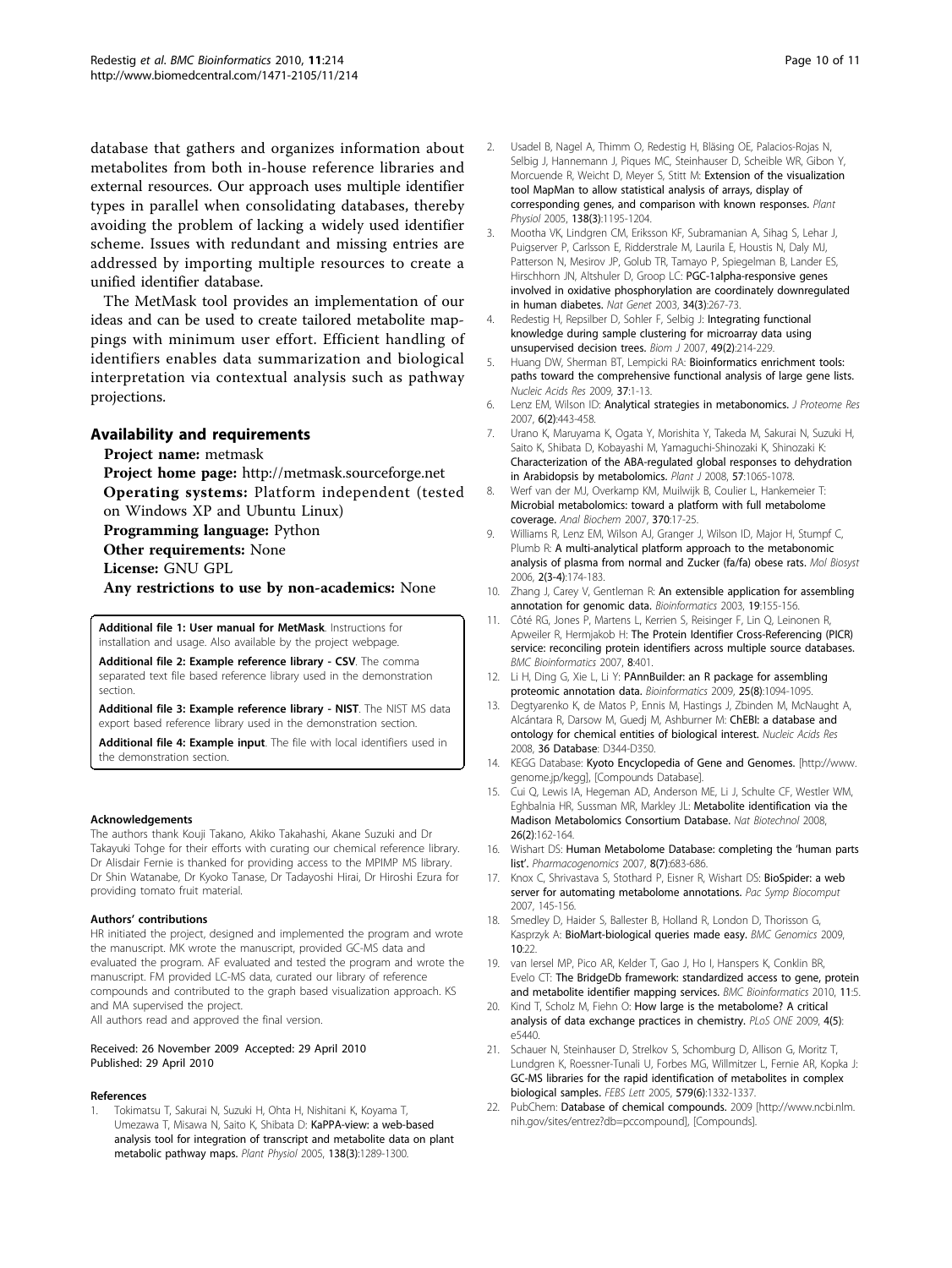database that gathers and organizes information about metabolites from both in-house reference libraries and external resources. Our approach uses multiple identifier types in parallel when consolidating databases, thereby avoiding the problem of lacking a widely used identifier scheme. Issues with redundant and missing entries are addressed by importing multiple resources to create a unified identifier database.

The MetMask tool provides an implementation of our ideas and can be used to create tailored metabolite mappings with minimum user effort. Efficient handling of identifiers enables data summarization and biological interpretation via contextual analysis such as pathway projections.

## Availability and requirements

**Project name:** metmask
**Project home page:** http://metmask.sourceforge.net
**Operating systems:** Platform independent (tested on Windows XP and Ubuntu Linux)
**Programming language:** Python
**Other requirements:** None
**License:** GNU GPL
**Any restrictions to use by non-academics:** None

**Additional file 1: User manual for MetMask**. Instructions for installation and usage. Also available by the project webpage.

**Additional file 2: Example reference library - CSV**. The comma separated text file based reference library used in the demonstration section.

**Additional file 3: Example reference library - NIST**. The NIST MS data export based reference library used in the demonstration section.

**Additional file 4: Example input**. The file with local identifiers used in the demonstration section.

#### Acknowledgements

The authors thank Kouji Takano, Akiko Takahashi, Akane Suzuki and Dr Takayuki Tohge for their efforts with curating our chemical reference library. Dr Alisdair Fernie is thanked for providing access to the MPIMP MS library. Dr Shin Watanabe, Dr Kyoko Tanase, Dr Tadayoshi Hirai, Dr Hiroshi Ezura for providing tomato fruit material.

#### Authors' contributions

HR initiated the project, designed and implemented the program and wrote the manuscript. MK wrote the manuscript, provided GC-MS data and evaluated the program. AF evaluated and tested the program and wrote the manuscript. FM provided LC-MS data, curated our library of reference compounds and contributed to the graph based visualization approach. KS and MA supervised the project.
All authors read and approved the final version.

Received: 26 November 2009 Accepted: 29 April 2010
Published: 29 April 2010

#### References

1. Tokimatsu T, Sakurai N, Suzuki H, Ohta H, Nishitani K, Koyama T, Umezawa T, Misawa N, Saito K, Shibata D: **KaPPA-view: a web-based analysis tool for integration of transcript and metabolite data on plant metabolic pathway maps.** *Plant Physiol* 2005, **138(3)**:1289-1300.
2. Usadel B, Nagel A, Thimm O, Redestig H, Bläsing OE, Palacios-Rojas N, Selbig J, Hannemann J, Piques MC, Steinhauser D, Scheible WR, Gibon Y, Morcuende R, Weicht D, Meyer S, Stitt M: **Extension of the visualization tool MapMan to allow statistical analysis of arrays, display of corresponding genes, and comparison with known responses.** *Plant Physiol* 2005, **138(3)**:1195-1204.
3. Mootha VK, Lindgren CM, Eriksson KF, Subramanian A, Sihag S, Lehar J, Puigserver P, Carlsson E, Ridderstrale M, Laurila E, Houstis N, Daly MJ, Patterson N, Mesirov JP, Golub TR, Tamayo P, Spiegelman B, Lander ES, Hirschhorn JN, Altshuler D, Groop LC: **PGC-1alpha-responsive genes involved in oxidative phosphorylation are coordinately downregulated in human diabetes.** *Nat Genet* 2003, **34(3)**:267-73.
4. Redestig H, Repsilber D, Sohler F, Selbig J: **Integrating functional knowledge during sample clustering for microarray data using unsupervised decision trees.** *Biom J* 2007, **49(2)**:214-229.
5. Huang DW, Sherman BT, Lempicki RA: **Bioinformatics enrichment tools: paths toward the comprehensive functional analysis of large gene lists.** *Nucleic Acids Res* 2009, **37**:1-13.
6. Lenz EM, Wilson ID: **Analytical strategies in metabonomics.** *J Proteome Res* 2007, **6(2)**:443-458.
7. Urano K, Maruyama K, Ogata Y, Morishita Y, Takeda M, Sakurai N, Suzuki H, Saito K, Shibata D, Kobayashi M, Yamaguchi-Shinozaki K, Shinozaki K: **Characterization of the ABA-regulated global responses to dehydration in Arabidopsis by metabolomics.** *Plant J* 2008, **57**:1065-1078.
8. Werf van der MJ, Overkamp KM, Muilwijk B, Coulier L, Hankemeier T: **Microbial metabolomics: toward a platform with full metabolome coverage.** *Anal Biochem* 2007, **370**:17-25.
9. Williams R, Lenz EM, Wilson AJ, Granger J, Wilson ID, Major H, Stumpf C, Plumb R: **A multi-analytical platform approach to the metabonomic analysis of plasma from normal and Zucker (fa/fa) obese rats.** *Mol Biosyst* 2006, **2(3-4)**:174-183.
10. Zhang J, Carey V, Gentleman R: **An extensible application for assembling annotation for genomic data.** *Bioinformatics* 2003, **19**:155-156.
11. Côté RG, Jones P, Martens L, Kerrien S, Reisinger F, Lin Q, Leinonen R, Apweiler R, Hermjakob H: **The Protein Identifier Cross-Referencing (PICR) service: reconciling protein identifiers across multiple source databases.** *BMC Bioinformatics* 2007, **8**:401.
12. Li H, Ding G, Xie L, Li Y: **PAnnBuilder: an R package for assembling proteomic annotation data.** *Bioinformatics* 2009, **25(8)**:1094-1095.
13. Degtyarenko K, de Matos P, Ennis M, Hastings J, Zbinden M, McNaught A, Alcántara R, Darsow M, Guedj M, Ashburner M: **ChEBI: a database and ontology for chemical entities of biological interest.** *Nucleic Acids Res* 2008, **36 Database**: D344-D350.
14. KEGG Database: **Kyoto Encyclopedia of Gene and Genomes.** [http://www.genome.jp/kegg], [Compounds Database].
15. Cui Q, Lewis IA, Hegeman AD, Anderson ME, Li J, Schulte CF, Westler WM, Eghbalnia HR, Sussman MR, Markley JL: **Metabolite identification via the Madison Metabolomics Consortium Database.** *Nat Biotechnol* 2008, **26(2)**:162-164.
16. Wishart DS: **Human Metabolome Database: completing the 'human parts list'.** *Pharmacogenomics* 2007, **8(7)**:683-686.
17. Knox C, Shrivastava S, Stothard P, Eisner R, Wishart DS: **BioSpider: a web server for automating metabolome annotations.** *Pac Symp Biocomput* 2007, 145-156.
18. Smedley D, Haider S, Ballester B, Holland R, London D, Thorisson G, Kasprzyk A: **BioMart-biological queries made easy.** *BMC Genomics* 2009, **10**:22.
19. van Iersel MP, Pico AR, Kelder T, Gao J, Ho I, Hanspers K, Conklin BR, Evelo CT: **The BridgeDb framework: standardized access to gene, protein and metabolite identifier mapping services.** *BMC Bioinformatics* 2010, **11**:5.
20. Kind T, Scholz M, Fiehn O: **How large is the metabolome? A critical analysis of data exchange practices in chemistry.** *PLoS ONE* 2009, **4(5)**: e5440.
21. Schauer N, Steinhauser D, Strelkov S, Schomburg D, Allison G, Moritz T, Lundgren K, Roessner-Tunali U, Forbes MG, Willmitzer L, Fernie AR, Kopka J: **GC-MS libraries for the rapid identification of metabolites in complex biological samples.** *FEBS Lett* 2005, **579(6)**:1332-1337.
22. PubChem: **Database of chemical compounds.** 2009 [http://www.ncbi.nlm.nih.gov/sites/entrez?db=pccompound], [Compounds].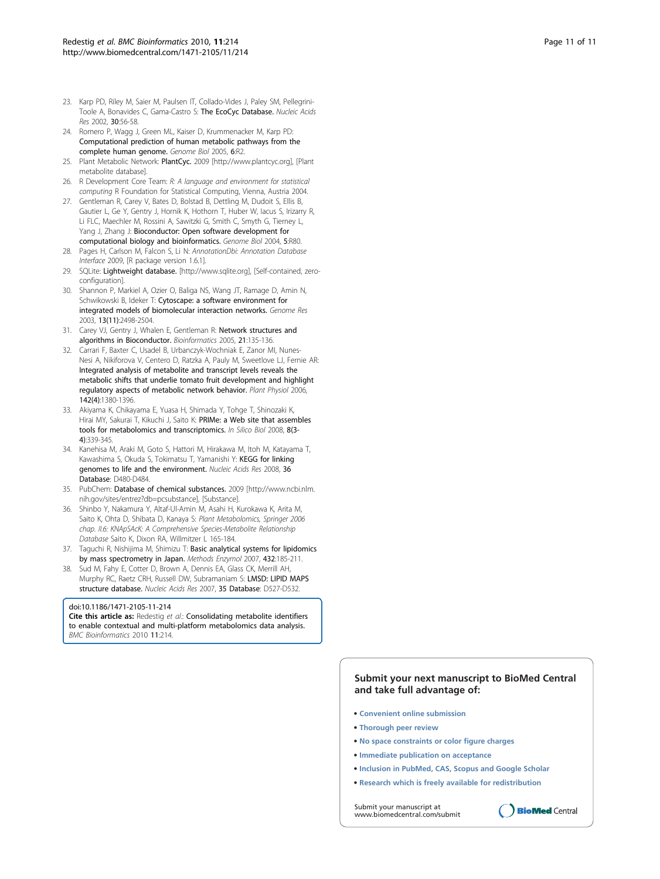23. Karp PD, Riley M, Saier M, Paulsen IT, Collado-Vides J, Paley SM, Pellegrini-Toole A, Bonavides C, Gama-Castro S: **The EcoCyc Database.** *Nucleic Acids Res* 2002, **30**:56-58.
24. Romero P, Wagg J, Green ML, Kaiser D, Krummenacker M, Karp PD: **Computational prediction of human metabolic pathways from the complete human genome.** *Genome Biol* 2005, **6**:R2.
25. Plant Metabolic Network: **PlantCyc.** 2009 [http://www.plantcyc.org], [Plant metabolite database].
26. R Development Core Team: *R: A language and environment for statistical computing* R Foundation for Statistical Computing, Vienna, Austria 2004.
27. Gentleman R, Carey V, Bates D, Bolstad B, Dettling M, Dudoit S, Ellis B, Gautier L, Ge Y, Gentry J, Hornik K, Hothorn T, Huber W, Iacus S, Irizarry R, Li FLC, Maechler M, Rossini A, Sawitzki G, Smith C, Smyth G, Tierney L, Yang J, Zhang J: **Bioconductor: Open software development for computational biology and bioinformatics.** *Genome Biol* 2004, **5**:R80.
28. Pages H, Carlson M, Falcon S, Li N: *AnnotationDbi: Annotation Database Interface* 2009, [R package version 1.6.1].
29. SQLite: **Lightweight database.** [http://www.sqlite.org], [Self-contained, zero-configuration].
30. Shannon P, Markiel A, Ozier O, Baliga NS, Wang JT, Ramage D, Amin N, Schwikowski B, Ideker T: **Cytoscape: a software environment for integrated models of biomolecular interaction networks.** *Genome Res* 2003, **13(11)**:2498-2504.
31. Carey VJ, Gentry J, Whalen E, Gentleman R: **Network structures and algorithms in Bioconductor.** *Bioinformatics* 2005, **21**:135-136.
32. Carrari F, Baxter C, Usadel B, Urbanczyk-Wochniak E, Zanor MI, Nunes-Nesi A, Nikiforova V, Centero D, Ratzka A, Pauly M, Sweetlove LJ, Fernie AR: **Integrated analysis of metabolite and transcript levels reveals the metabolic shifts that underlie tomato fruit development and highlight regulatory aspects of metabolic network behavior.** *Plant Physiol* 2006, **142(4)**:1380-1396.
33. Akiyama K, Chikayama E, Yuasa H, Shimada Y, Tohge T, Shinozaki K, Hirai MY, Sakurai T, Kikuchi J, Saito K: **PRIMe: a Web site that assembles tools for metabolomics and transcriptomics.** *In Silico Biol* 2008, **8(3-4)**:339-345.
34. Kanehisa M, Araki M, Goto S, Hattori M, Hirakawa M, Itoh M, Katayama T, Kawashima S, Okuda S, Tokimatsu T, Yamanishi Y: **KEGG for linking genomes to life and the environment.** *Nucleic Acids Res* 2008, **36** Database: D480-D484.
35. PubChem: **Database of chemical substances.** 2009 [http://www.ncbi.nlm.nih.gov/sites/entrez?db=pcsubstance], [Substance].
36. Shinbo Y, Nakamura Y, Altaf-Ul-Amin M, Asahi H, Kurokawa K, Arita M, Saito K, Ohta D, Shibata D, Kanaya S: *Plant Metabolomics, Springer 2006 chap. II.6: KNApSAcK: A Comprehensive Species-Metabolite Relationship Database* Saito K, Dixon RA, Willmitzer L 165-184.
37. Taguchi R, Nishijima M, Shimizu T: **Basic analytical systems for lipidomics by mass spectrometry in Japan.** *Methods Enzymol* 2007, **432**:185-211.
38. Sud M, Fahy E, Cotter D, Brown A, Dennis EA, Glass CK, Merrill AH, Murphy RC, Raetz CRH, Russell DW, Subramaniam S: **LMSD: LIPID MAPS structure database.** *Nucleic Acids Res* 2007, **35** Database: D527-D532.

doi:10.1186/1471-2105-11-214

**Cite this article as:** Redestig *et al.*: Consolidating metabolite identifiers to enable contextual and multi-platform metabolomics data analysis. *BMC Bioinformatics* 2010 **11**:214.

**Submit your next manuscript to BioMed Central and take full advantage of:**

- Convenient online submission
- Thorough peer review
- No space constraints or color figure charges
- Immediate publication on acceptance
- Inclusion in PubMed, CAS, Scopus and Google Scholar
- Research which is freely available for redistribution

Submit your manuscript at www.biomedcentral.com/submit

BioMed Central